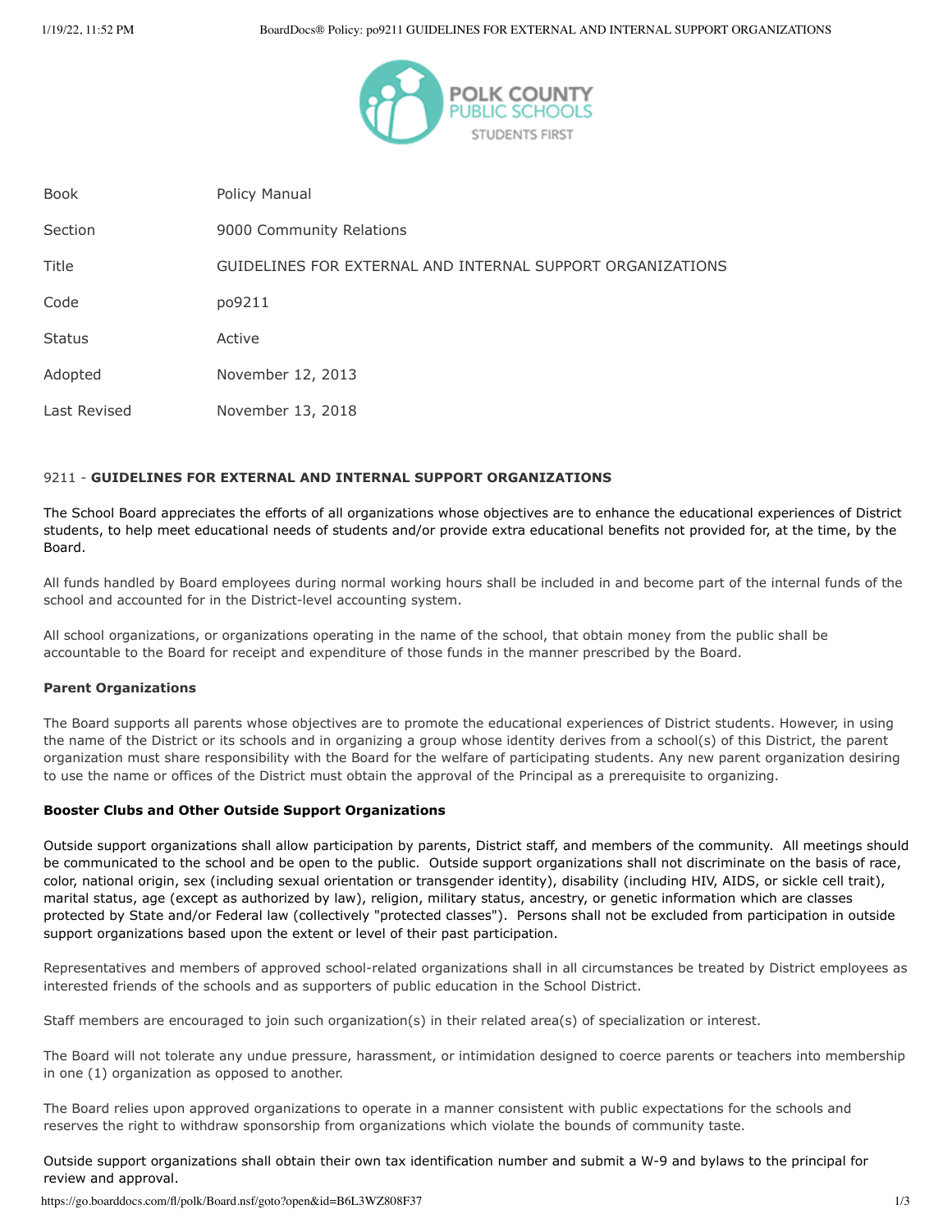| Book | Policy Manual |
| --- | --- |
| Section | 9000 Community Relations |
| Title | GUIDELINES FOR EXTERNAL AND INTERNAL SUPPORT ORGANIZATIONS |
| Code | po9211 |
| Status | Active |
| Adopted | November 12, 2013 |
| Last Revised | November 13, 2018 |

9211 - **GUIDELINES FOR EXTERNAL AND INTERNAL SUPPORT ORGANIZATIONS**

The School Board appreciates the efforts of all organizations whose objectives are to enhance the educational experiences of District students, to help meet educational needs of students and/or provide extra educational benefits not provided for, at the time, by the Board.

All funds handled by Board employees during normal working hours shall be included in and become part of the internal funds of the school and accounted for in the District-level accounting system.

All school organizations, or organizations operating in the name of the school, that obtain money from the public shall be accountable to the Board for receipt and expenditure of those funds in the manner prescribed by the Board.

**Parent Organizations**

The Board supports all parents whose objectives are to promote the educational experiences of District students. However, in using the name of the District or its schools and in organizing a group whose identity derives from a school(s) of this District, the parent organization must share responsibility with the Board for the welfare of participating students. Any new parent organization desiring to use the name or offices of the District must obtain the approval of the Principal as a prerequisite to organizing.

**Booster Clubs and Other Outside Support Organizations**

Outside support organizations shall allow participation by parents, District staff, and members of the community. All meetings should be communicated to the school and be open to the public. Outside support organizations shall not discriminate on the basis of race, color, national origin, sex (including sexual orientation or transgender identity), disability (including HIV, AIDS, or sickle cell trait), marital status, age (except as authorized by law), religion, military status, ancestry, or genetic information which are classes protected by State and/or Federal law (collectively "protected classes"). Persons shall not be excluded from participation in outside support organizations based upon the extent or level of their past participation.

Representatives and members of approved school-related organizations shall in all circumstances be treated by District employees as interested friends of the schools and as supporters of public education in the School District.

Staff members are encouraged to join such organization(s) in their related area(s) of specialization or interest.

The Board will not tolerate any undue pressure, harassment, or intimidation designed to coerce parents or teachers into membership in one (1) organization as opposed to another.

The Board relies upon approved organizations to operate in a manner consistent with public expectations for the schools and reserves the right to withdraw sponsorship from organizations which violate the bounds of community taste.

Outside support organizations shall obtain their own tax identification number and submit a W-9 and bylaws to the principal for review and approval.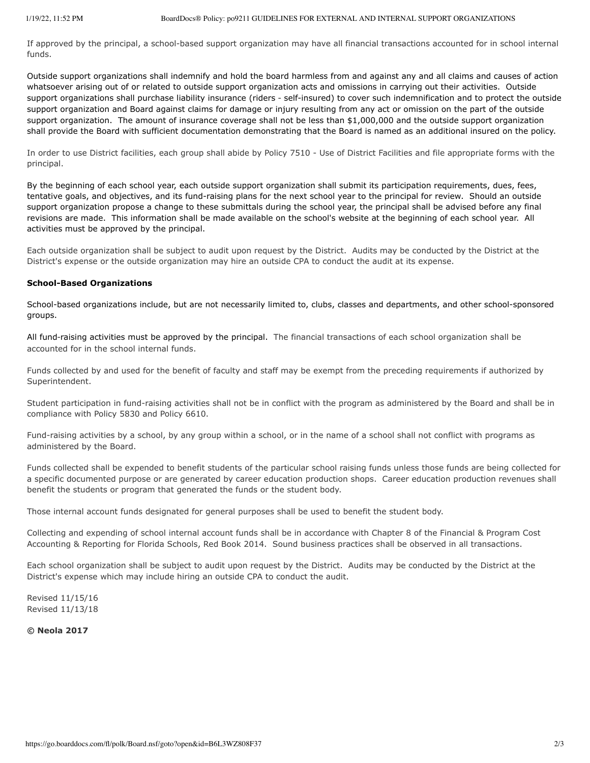If approved by the principal, a school-based support organization may have all financial transactions accounted for in school internal funds.

Outside support organizations shall indemnify and hold the board harmless from and against any and all claims and causes of action whatsoever arising out of or related to outside support organization acts and omissions in carrying out their activities. Outside support organizations shall purchase liability insurance (riders - self-insured) to cover such indemnification and to protect the outside support organization and Board against claims for damage or injury resulting from any act or omission on the part of the outside support organization. The amount of insurance coverage shall not be less than $1,000,000 and the outside support organization shall provide the Board with sufficient documentation demonstrating that the Board is named as an additional insured on the policy.

In order to use District facilities, each group shall abide by Policy 7510 - Use of District Facilities and file appropriate forms with the principal.

By the beginning of each school year, each outside support organization shall submit its participation requirements, dues, fees, tentative goals, and objectives, and its fund-raising plans for the next school year to the principal for review. Should an outside support organization propose a change to these submittals during the school year, the principal shall be advised before any final revisions are made. This information shall be made available on the school's website at the beginning of each school year. All activities must be approved by the principal.

Each outside organization shall be subject to audit upon request by the District. Audits may be conducted by the District at the District's expense or the outside organization may hire an outside CPA to conduct the audit at its expense.

**School-Based Organizations**

School-based organizations include, but are not necessarily limited to, clubs, classes and departments, and other school-sponsored groups.

All fund-raising activities must be approved by the principal. The financial transactions of each school organization shall be accounted for in the school internal funds.

Funds collected by and used for the benefit of faculty and staff may be exempt from the preceding requirements if authorized by Superintendent.

Student participation in fund-raising activities shall not be in conflict with the program as administered by the Board and shall be in compliance with Policy 5830 and Policy 6610.

Fund-raising activities by a school, by any group within a school, or in the name of a school shall not conflict with programs as administered by the Board.

Funds collected shall be expended to benefit students of the particular school raising funds unless those funds are being collected for a specific documented purpose or are generated by career education production shops. Career education production revenues shall benefit the students or program that generated the funds or the student body.

Those internal account funds designated for general purposes shall be used to benefit the student body.

Collecting and expending of school internal account funds shall be in accordance with Chapter 8 of the Financial & Program Cost Accounting & Reporting for Florida Schools, Red Book 2014. Sound business practices shall be observed in all transactions.

Each school organization shall be subject to audit upon request by the District. Audits may be conducted by the District at the District's expense which may include hiring an outside CPA to conduct the audit.

Revised 11/15/16
Revised 11/13/18

**© Neola 2017**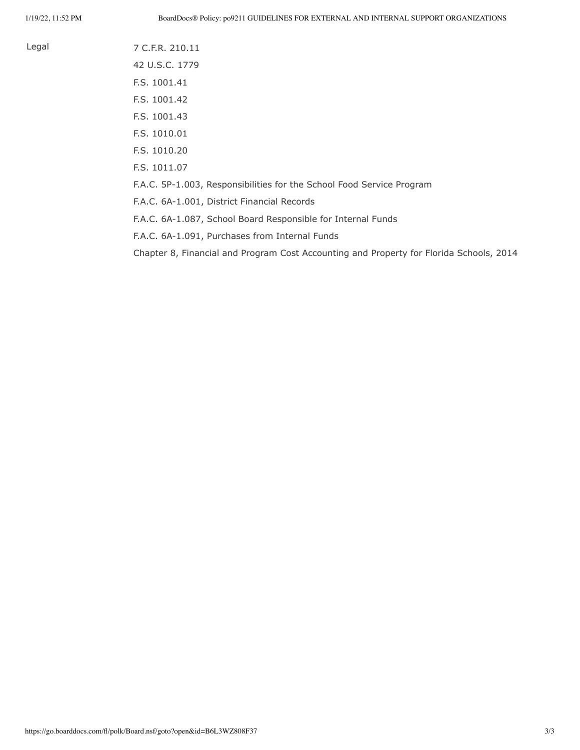Legal

7 C.F.R. 210.11

42 U.S.C. 1779

F.S. 1001.41

F.S. 1001.42

F.S. 1001.43

F.S. 1010.01

F.S. 1010.20

F.S. 1011.07

F.A.C. 5P-1.003, Responsibilities for the School Food Service Program

F.A.C. 6A-1.001, District Financial Records

F.A.C. 6A-1.087, School Board Responsible for Internal Funds

F.A.C. 6A-1.091, Purchases from Internal Funds

Chapter 8, Financial and Program Cost Accounting and Property for Florida Schools, 2014